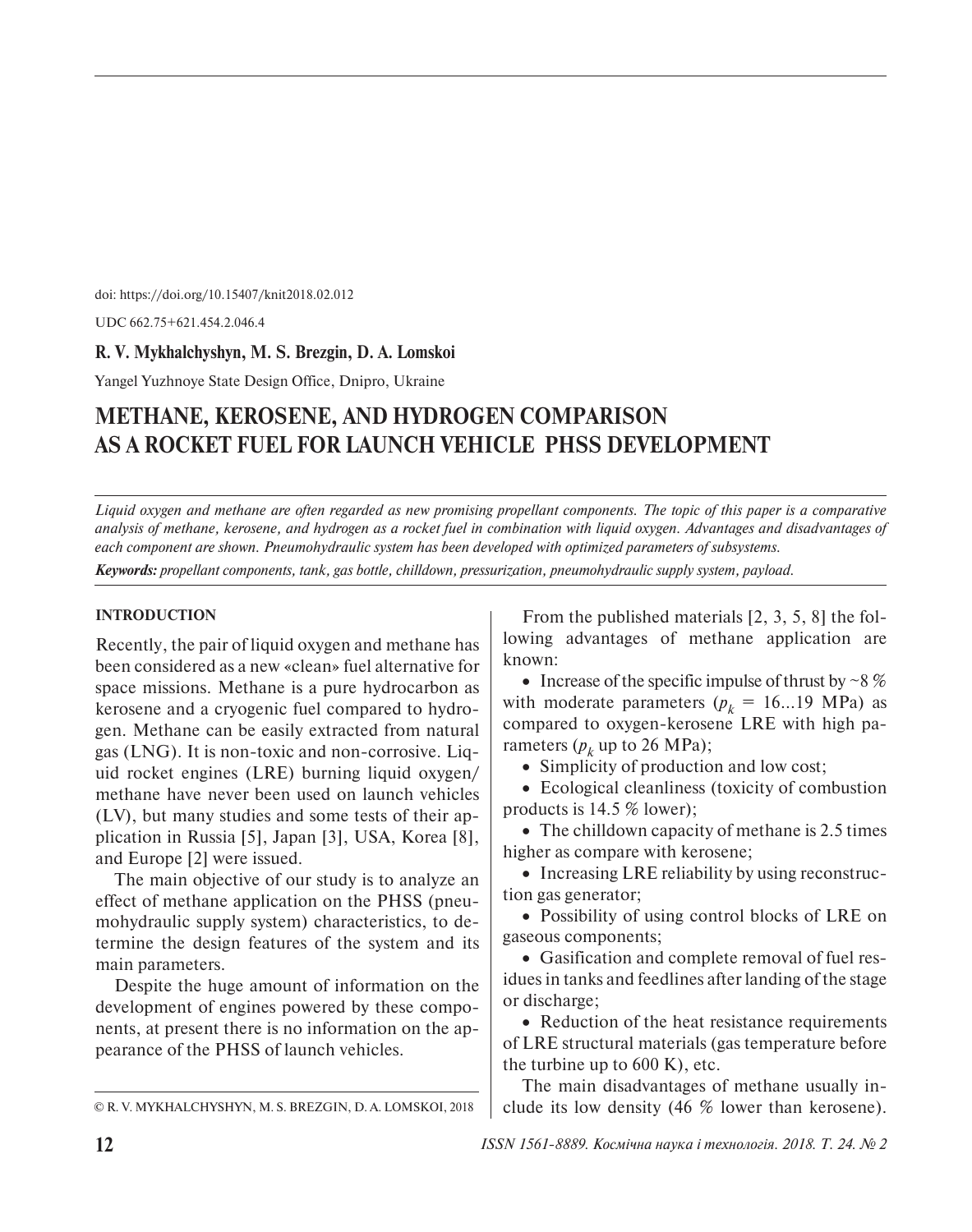doi: https://doi.org/10.15407/knit2018.02.012

UDC 662.75+621.454.2.046.4

**R. V. Mykhalchyshyn, M. S. Brezgin, D. A. Lomskoi**

Yangel Yuzhnoye State Design Office, Dnipro, Ukraine

# METHANE, KEROSENE, AND HYDROGEN COMPARISON AS A ROCKET FUEL FOR LAUNCH VEHICLE PHSS DEVELOPMENT

*Liquid oxygen and methane are often regarded as new promising propellant components. The topic of this paper is a comparative analysis of methane, kerosene, and hydrogen as a rocket fuel in combination with liquid oxygen. Advantages and disadvantages of each component are shown. Pneumohydraulic system has been developed with optimized parameters of subsystems.*

***Keywords:*** *propellant components, tank, gas bottle, chilldown, pressurization, pneumohydraulic supply system, payload.*

## INTRODUCTION

Recently, the pair of liquid oxygen and methane has been considered as a new «clean» fuel alternative for space missions. Methane is a pure hydrocarbon as kerosene and a cryogenic fuel compared to hydrogen. Methane can be easily extracted from natural gas (LNG). It is non-toxic and non-corrosive. Liquid rocket engines (LRE) burning liquid oxygen/methane have never been used on launch vehicles (LV), but many studies and some tests of their application in Russia [5], Japan [3], USA, Korea [8], and Europe [2] were issued.

The main objective of our study is to analyze an effect of methane application on the PHSS (pneumohydraulic supply system) characteristics, to determine the design features of the system and its main parameters.

Despite the huge amount of information on the development of engines powered by these components, at present there is no information on the appearance of the PHSS of launch vehicles.

From the published materials [2, 3, 5, 8] the following advantages of methane application are known:

- Increase of the specific impulse of thrust by ~8 % with moderate parameters ($p_k$ = 16...19 MPa) as compared to oxygen-kerosene LRE with high parameters ($p_k$ up to 26 MPa);
- Simplicity of production and low cost;
- Ecological cleanliness (toxicity of combustion products is 14.5 % lower);
- The chilldown capacity of methane is 2.5 times higher as compare with kerosene;
- Increasing LRE reliability by using reconstruction gas generator;
- Possibility of using control blocks of LRE on gaseous components;
- Gasification and complete removal of fuel residues in tanks and feedlines after landing of the stage or discharge;
- Reduction of the heat resistance requirements of LRE structural materials (gas temperature before the turbine up to 600 K), etc.

The main disadvantages of methane usually include its low density (46 % lower than kerosene).

© R. V. MYKHALCHYSHYN, M. S. BREZGIN, D. A. LOMSKOI, 2018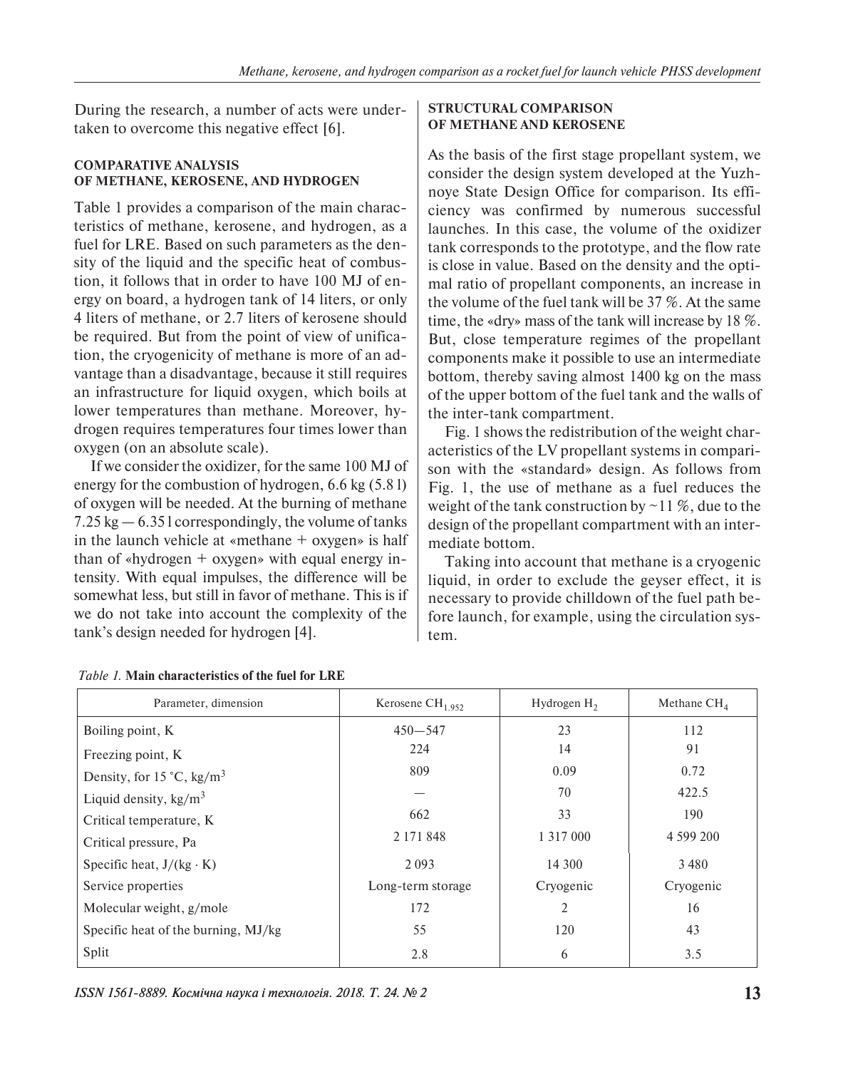During the research, a number of acts were undertaken to overcome this negative effect [6].

### COMPARATIVE ANALYSIS OF METHANE, KEROSENE, AND HYDROGEN

Table 1 provides a comparison of the main characteristics of methane, kerosene, and hydrogen, as a fuel for LRE. Based on such parameters as the density of the liquid and the specific heat of combustion, it follows that in order to have 100 MJ of energy on board, a hydrogen tank of 14 liters, or only 4 liters of methane, or 2.7 liters of kerosene should be required. But from the point of view of unification, the cryogenicity of methane is more of an advantage than a disadvantage, because it still requires an infrastructure for liquid oxygen, which boils at lower temperatures than methane. Moreover, hydrogen requires temperatures four times lower than oxygen (on an absolute scale).

If we consider the oxidizer, for the same 100 MJ of energy for the combustion of hydrogen, 6.6 kg (5.8 l) of oxygen will be needed. At the burning of methane 7.25 kg — 6.35 l correspondingly, the volume of tanks in the launch vehicle at «methane + oxygen» is half than of «hydrogen + oxygen» with equal energy intensity. With equal impulses, the difference will be somewhat less, but still in favor of methane. This is if we do not take into account the complexity of the tank's design needed for hydrogen [4].

### STRUCTURAL COMPARISON OF METHANE AND KEROSENE

As the basis of the first stage propellant system, we consider the design system developed at the Yuzhnoye State Design Office for comparison. Its efficiency was confirmed by numerous successful launches. In this case, the volume of the oxidizer tank corresponds to the prototype, and the flow rate is close in value. Based on the density and the optimal ratio of propellant components, an increase in the volume of the fuel tank will be 37 %. At the same time, the «dry» mass of the tank will increase by 18 %. But, close temperature regimes of the propellant components make it possible to use an intermediate bottom, thereby saving almost 1400 kg on the mass of the upper bottom of the fuel tank and the walls of the inter-tank compartment.

Fig. 1 shows the redistribution of the weight characteristics of the LV propellant systems in comparison with the «standard» design. As follows from Fig. 1, the use of methane as a fuel reduces the weight of the tank construction by ~11 %, due to the design of the propellant compartment with an intermediate bottom.

Taking into account that methane is a cryogenic liquid, in order to exclude the geyser effect, it is necessary to provide chilldown of the fuel path before launch, for example, using the circulation system.

*Table 1.* **Main characteristics of the fuel for LRE**

| Parameter, dimension | Kerosene $CH_{1.952}$ | Hydrogen $H_2$ | Methane $CH_4$ |
|---|---|---|---|
| Boiling point, K | 450—547 | 23 | 112 |
| Freezing point, K | 224 | 14 | 91 |
| Density, for 15 °C, kg/m$^3$ | 809 | 0.09 | 0.72 |
| Liquid density, kg/m$^3$ | — | 70 | 422.5 |
| Critical temperature, K | 662 | 33 | 190 |
| Critical pressure, Pa | 2 171 848 | 1 317 000 | 4 599 200 |
| Specific heat, J/(kg · K) | 2 093 | 14 300 | 3 480 |
| Service properties | Long-term storage | Cryogenic | Cryogenic |
| Molecular weight, g/mole | 172 | 2 | 16 |
| Specific heat of the burning, MJ/kg | 55 | 120 | 43 |
| Split | 2.8 | 6 | 3.5 |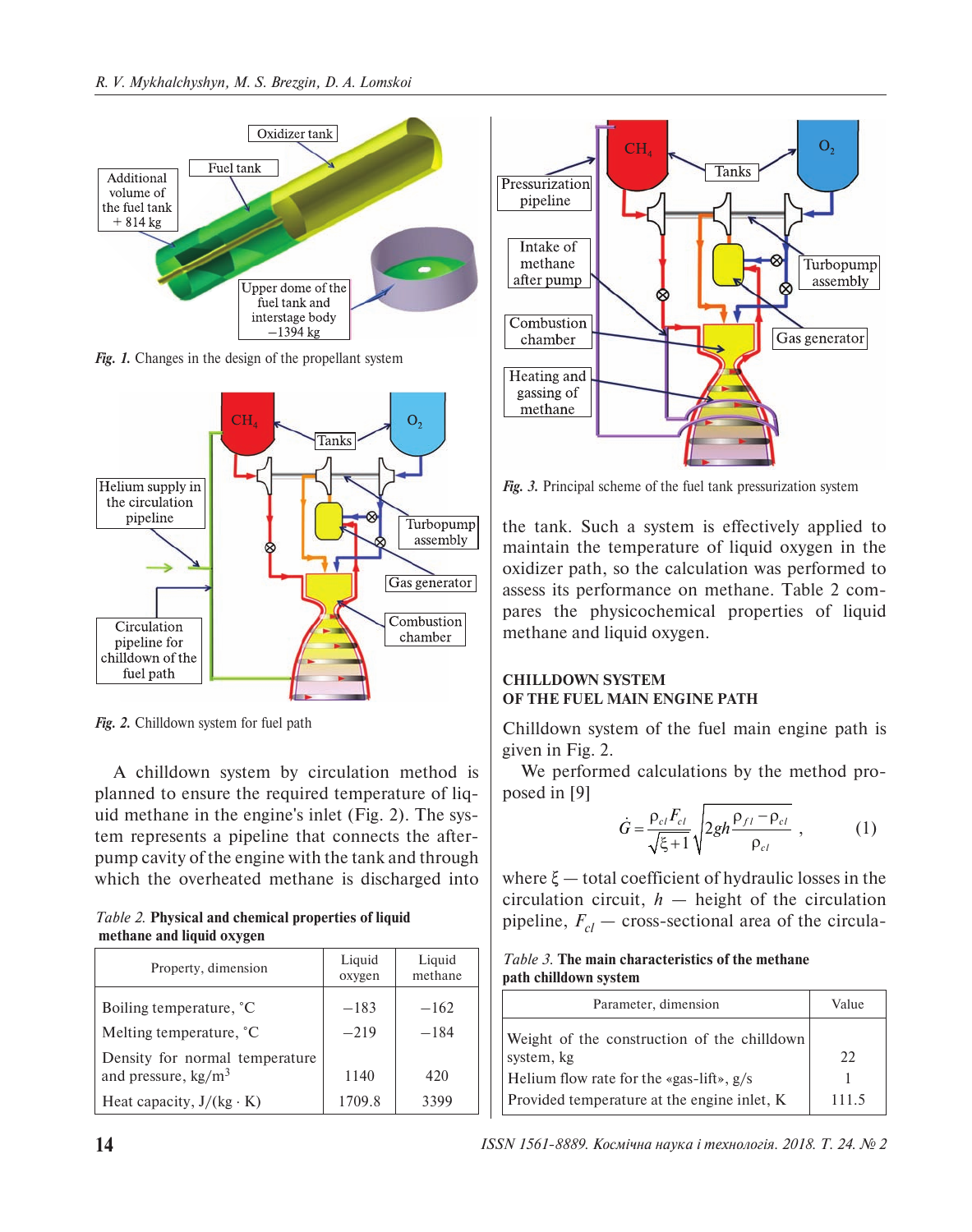*Fig. 1.* Changes in the design of the propellant system

*Fig. 2.* Chilldown system for fuel path

A chilldown system by circulation method is planned to ensure the required temperature of liquid methane in the engine's inlet (Fig. 2). The system represents a pipeline that connects the after-pump cavity of the engine with the tank and through which the overheated methane is discharged into the tank. Such a system is effectively applied to maintain the temperature of liquid oxygen in the oxidizer path, so the calculation was performed to assess its performance on methane. Table 2 compares the physicochemical properties of liquid methane and liquid oxygen.

*Table 2.* **Physical and chemical properties of liquid methane and liquid oxygen**

| Property, dimension | Liquid oxygen | Liquid methane |
|---|---|---|
| Boiling temperature, °C | −183 | −162 |
| Melting temperature, °C | −219 | −184 |
| Density for normal temperature and pressure, kg/m$^3$ | 1140 | 420 |
| Heat capacity, J/(kg · K) | 1709.8 | 3399 |

*Fig. 3.* Principal scheme of the fuel tank pressurization system

## CHILLDOWN SYSTEM OF THE FUEL MAIN ENGINE PATH

Chilldown system of the fuel main engine path is given in Fig. 2.

We performed calculations by the method proposed in [9]

$$\dot{G} = \frac{\rho_{cl} F_{cl}}{\sqrt{\xi + 1}} \sqrt{2gh \frac{\rho_{fl} - \rho_{cl}}{\rho_{cl}}}, \qquad (1)$$

where $\xi$ — total coefficient of hydraulic losses in the circulation circuit, $h$ — height of the circulation pipeline, $F_{cl}$ — cross-sectional area of the circula-

*Table 3.* **The main characteristics of the methane path chilldown system**

| Parameter, dimension | Value |
|---|---|
| Weight of the construction of the chilldown system, kg | 22 |
| Helium flow rate for the «gas-lift», g/s | 1 |
| Provided temperature at the engine inlet, K | 111.5 |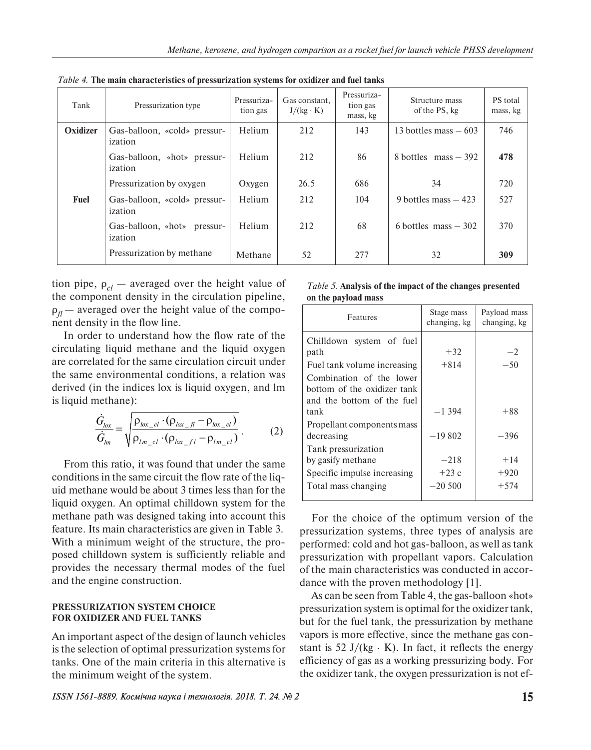*Table 4.* **The main characteristics of pressurization systems for oxidizer and fuel tanks**

| Tank | Pressurization type | Pressurization gas | Gas constant, J/(kg · K) | Pressurization gas mass, kg | Structure mass of the PS, kg | PS total mass, kg |
|---|---|---|---|---|---|---|
| **Oxidizer** | Gas-balloon, «cold» pressurization | Helium | 212 | 143 | 13 bottles mass – 603 | 746 |
| | Gas-balloon, «hot» pressurization | Helium | 212 | 86 | 8 bottles mass – 392 | **478** |
| | Pressurization by oxygen | Oxygen | 26.5 | 686 | 34 | 720 |
| **Fuel** | Gas-balloon, «cold» pressurization | Helium | 212 | 104 | 9 bottles mass – 423 | 527 |
| | Gas-balloon, «hot» pressurization | Helium | 212 | 68 | 6 bottles mass – 302 | 370 |
| | Pressurization by methane | Methane | 52 | 277 | 32 | **309** |

tion pipe, $\rho_{cl}$ — averaged over the height value of the component density in the circulation pipeline, $\rho_{fl}$ — averaged over the height value of the component density in the flow line.

In order to understand how the flow rate of the circulating liquid methane and the liquid oxygen are correlated for the same circulation circuit under the same environmental conditions, a relation was derived (in the indices lox is liquid oxygen, and lm is liquid methane):

$$\frac{\dot{G}_{lox}}{\dot{G}_{lm}} = \sqrt{\frac{\rho_{lox\_cl} \cdot (\rho_{lox\_fl} - \rho_{lox\_cl})}{\rho_{lm\_cl} \cdot (\rho_{lox\_fl} - \rho_{lm\_cl})}}. \qquad (2)$$

From this ratio, it was found that under the same conditions in the same circuit the flow rate of the liquid methane would be about 3 times less than for the liquid oxygen. An optimal chilldown system for the methane path was designed taking into account this feature. Its main characteristics are given in Table 3. With a minimum weight of the structure, the proposed chilldown system is sufficiently reliable and provides the necessary thermal modes of the fuel and the engine construction.

## PRESSURIZATION SYSTEM CHOICE FOR OXIDIZER AND FUEL TANKS

An important aspect of the design of launch vehicles is the selection of optimal pressurization systems for tanks. One of the main criteria in this alternative is the minimum weight of the system.

*Table 5.* **Analysis of the impact of the changes presented on the payload mass**

| Features | Stage mass changing, kg | Payload mass changing, kg |
|---|---|---|
| Chilldown system of fuel path | +32 | –2 |
| Fuel tank volume increasing | +814 | –50 |
| Combination of the lower bottom of the oxidizer tank and the bottom of the fuel tank | –1 394 | +88 |
| Propellant components mass decreasing | –19 802 | –396 |
| Tank pressurization by gasify methane | –218 | +14 |
| Specific impulse increasing | +23 c | +920 |
| Total mass changing | –20 500 | +574 |

For the choice of the optimum version of the pressurization systems, three types of analysis are performed: cold and hot gas-balloon, as well as tank pressurization with propellant vapors. Calculation of the main characteristics was conducted in accordance with the proven methodology [1].

As can be seen from Table 4, the gas-balloon «hot» pressurization system is optimal for the oxidizer tank, but for the fuel tank, the pressurization by methane vapors is more effective, since the methane gas constant is 52 J/(kg · K). In fact, it reflects the energy efficiency of gas as a working pressurizing body. For the oxidizer tank, the oxygen pressurization is not ef-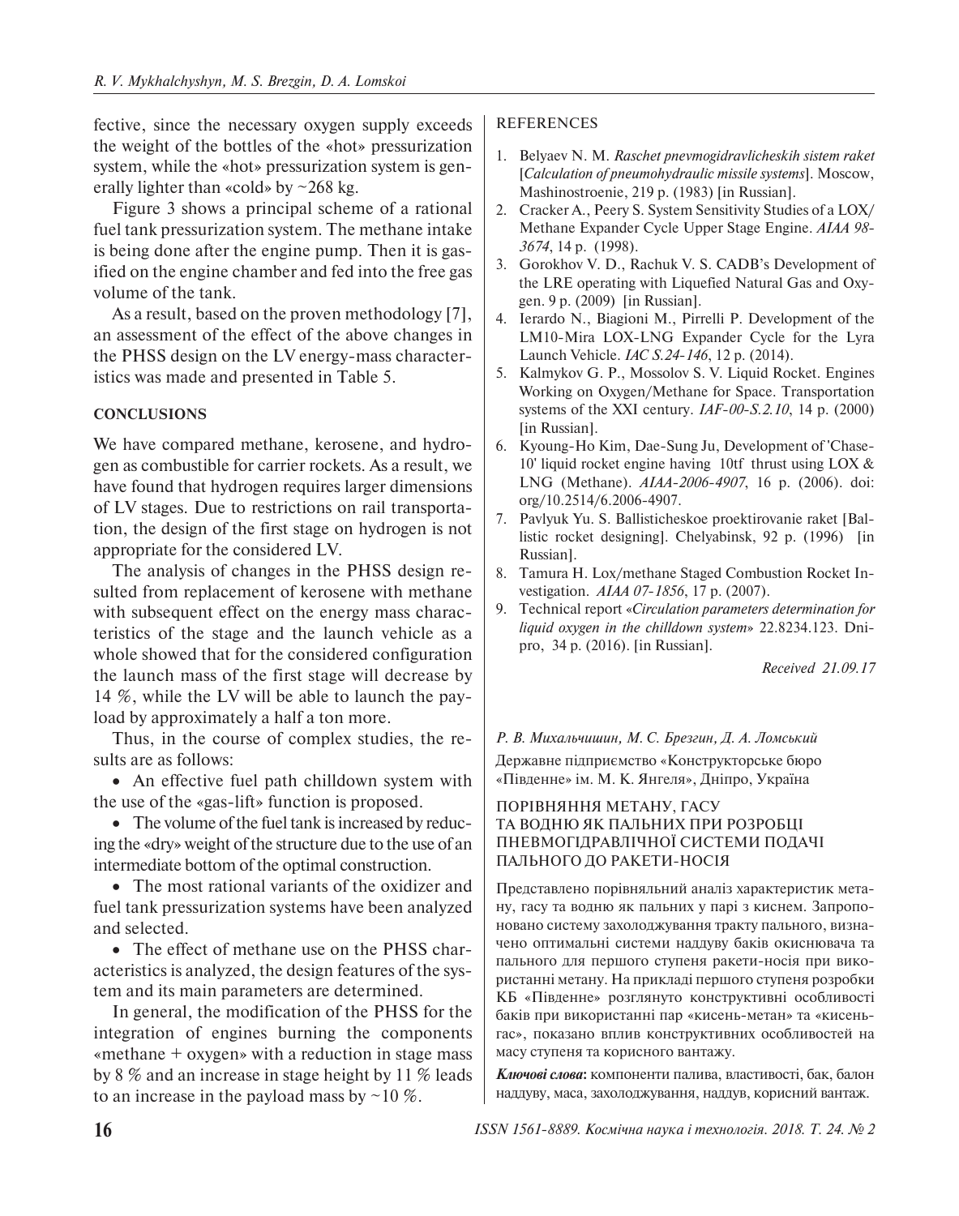fective, since the necessary oxygen supply exceeds the weight of the bottles of the «hot» pressurization system, while the «hot» pressurization system is generally lighter than «cold» by ~268 kg.

Figure 3 shows a principal scheme of a rational fuel tank pressurization system. The methane intake is being done after the engine pump. Then it is gasified on the engine chamber and fed into the free gas volume of the tank.

As a result, based on the proven methodology [7], an assessment of the effect of the above changes in the PHSS design on the LV energy-mass characteristics was made and presented in Table 5.

## CONCLUSIONS

We have compared methane, kerosene, and hydrogen as combustible for carrier rockets. As a result, we have found that hydrogen requires larger dimensions of LV stages. Due to restrictions on rail transportation, the design of the first stage on hydrogen is not appropriate for the considered LV.

The analysis of changes in the PHSS design resulted from replacement of kerosene with methane with subsequent effect on the energy mass characteristics of the stage and the launch vehicle as a whole showed that for the considered configuration the launch mass of the first stage will decrease by 14 %, while the LV will be able to launch the payload by approximately a half a ton more.

Thus, in the course of complex studies, the results are as follows:

- An effective fuel path chilldown system with the use of the «gas-lift» function is proposed.
- The volume of the fuel tank is increased by reducing the «dry» weight of the structure due to the use of an intermediate bottom of the optimal construction.
- The most rational variants of the oxidizer and fuel tank pressurization systems have been analyzed and selected.
- The effect of methane use on the PHSS characteristics is analyzed, the design features of the system and its main parameters are determined.

In general, the modification of the PHSS for the integration of engines burning the components «methane + oxygen» with a reduction in stage mass by 8 % and an increase in stage height by 11 % leads to an increase in the payload mass by ~10 %.

## REFERENCES

1. Belyaev N. M. *Raschet pnevmogidravlicheskih sistem raket* [*Calculation of pneumohydraulic missile systems*]. Moscow, Mashinostroenie, 219 p. (1983) [in Russian].
2. Cracker A., Peery S. System Sensitivity Studies of a LOX/Methane Expander Cycle Upper Stage Engine. *AIAA 98-3674*, 14 p. (1998).
3. Gorokhov V. D., Rachuk V. S. CADB's Development of the LRE operating with Liquefied Natural Gas and Oxygen. 9 p. (2009) [in Russian].
4. Ierardo N., Biagioni M., Pirrelli P. Development of the LM10-Mira LOX-LNG Expander Cycle for the Lyra Launch Vehicle. *IAC S.24-146*, 12 p. (2014).
5. Kalmykov G. P., Mossolov S. V. Liquid Rocket. Engines Working on Oxygen/Methane for Space. Transportation systems of the XXI century. *IAF-00-S.2.10*, 14 p. (2000) [in Russian].
6. Kyoung-Ho Kim, Dae-Sung Ju, Development of 'Chase-10' liquid rocket engine having 10tf thrust using LOX & LNG (Methane). *AIAA-2006-4907*, 16 p. (2006). doi: org/10.2514/6.2006-4907.
7. Pavlyuk Yu. S. Ballisticheskoe proektirovanie raket [Ballistic rocket designing]. Chelyabinsk, 92 p. (1996) [in Russian].
8. Tamura H. Lox/methane Staged Combustion Rocket Investigation. *AIAA 07-1856*, 17 p. (2007).
9. Technical report «*Circulation parameters determination for liquid oxygen in the chilldown system*» 22.8234.123. Dnipro, 34 p. (2016). [in Russian].

*Received 21.09.17*

*Р. В. Михальчишин, М. С. Брезгин, Д. А. Ломський*

Державне підприємство «Конструкторське бюро «Південне» ім. М. К. Янгеля», Дніпро, Україна

ПОРІВНЯННЯ МЕТАНУ, ГАСУ ТА ВОДНЮ ЯК ПАЛЬНИХ ПРИ РОЗРОБЦІ ПНЕВМОГІДРАВЛІЧНОЇ СИСТЕМИ ПОДАЧІ ПАЛЬНОГО ДО РАКЕТИ-НОСІЯ

Представлено порівняльний аналіз характеристик метану, гасу та водню як пальних у парі з киснем. Запропоновано систему захолоджування тракту пального, визначено оптимальні системи наддуву баків окиснювача та пального для першого ступеня ракети-носія при використанні метану. На прикладі першого ступеня розробки КБ «Південне» розглянуто конструктивні особливості баків при використанні пар «кисень-метан» та «кисень-гас», показано вплив конструктивних особливостей на масу ступеня та корисного вантажу.

***Ключові слова***: компоненти палива, властивості, бак, балон наддуву, маса, захолоджування, наддув, корисний вантаж.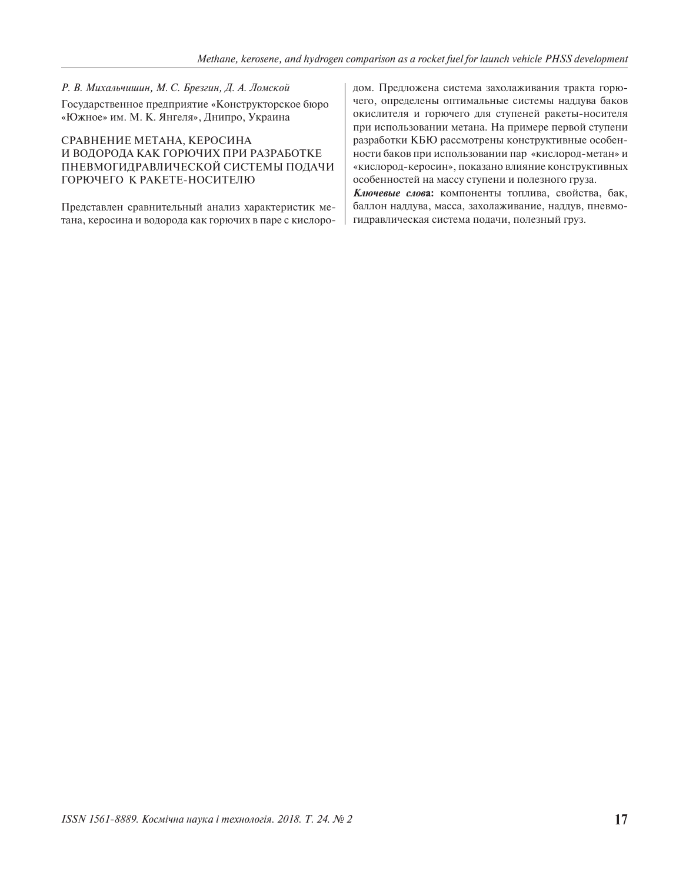*Р. В. Михальчишин, М. С. Брезгин, Д. А. Ломской*

Государственное предприятие «Конструкторское бюро «Южное» им. М. К. Янгеля», Днипро, Украина

## СРАВНЕНИЕ МЕТАНА, КЕРОСИНА И ВОДОРОДА КАК ГОРЮЧИХ ПРИ РАЗРАБОТКЕ ПНЕВМОГИДРАВЛИЧЕСКОЙ СИСТЕМЫ ПОДАЧИ ГОРЮЧЕГО К РАКЕТЕ-НОСИТЕЛЮ

Представлен сравнительный анализ характеристик метана, керосина и водорода как горючих в паре с кислородом. Предложена система захолаживания тракта горючего, определены оптимальные системы наддува баков окислителя и горючего для ступеней ракеты-носителя при использовании метана. На примере первой ступени разработки КБЮ рассмотрены конструктивные особенности баков при использовании пар «кислород-метан» и «кислород-керосин», показано влияние конструктивных особенностей на массу ступени и полезного груза.

***Ключевые слова*:** компоненты топлива, свойства, бак, баллон наддува, масса, захолаживание, наддув, пневмогидравлическая система подачи, полезный груз.